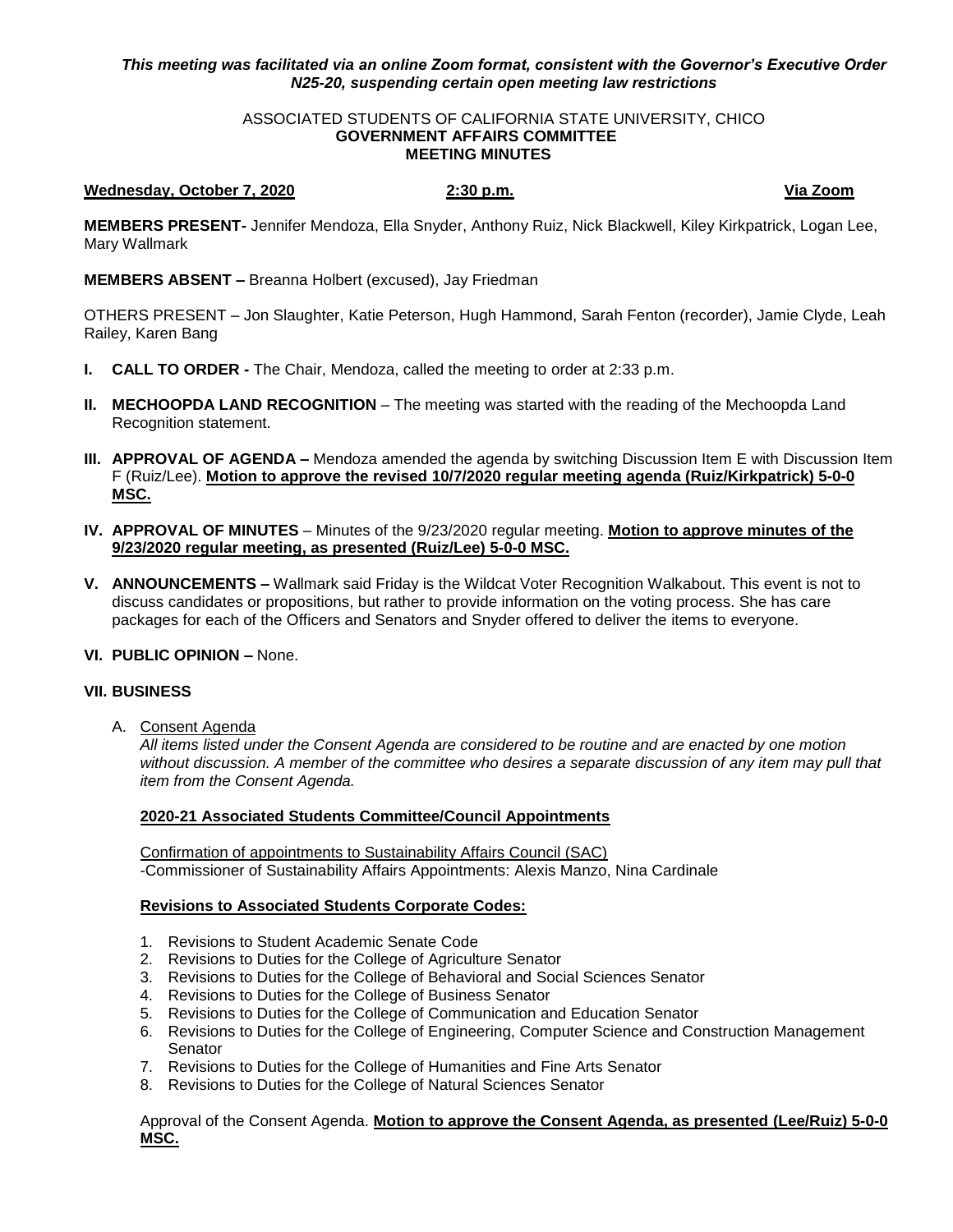*This meeting was facilitated via an online Zoom format, consistent with the Governor's Executive Order N25-20, suspending certain open meeting law restrictions*

ASSOCIATED STUDENTS OF CALIFORNIA STATE UNIVERSITY, CHICO
**GOVERNMENT AFFAIRS COMMITTEE**
**MEETING MINUTES**

**Wednesday, October 7, 2020** **2:30 p.m.** **Via Zoom**

**MEMBERS PRESENT-** Jennifer Mendoza, Ella Snyder, Anthony Ruiz, Nick Blackwell, Kiley Kirkpatrick, Logan Lee, Mary Wallmark

**MEMBERS ABSENT –** Breanna Holbert (excused), Jay Friedman

OTHERS PRESENT – Jon Slaughter, Katie Peterson, Hugh Hammond, Sarah Fenton (recorder), Jamie Clyde, Leah Railey, Karen Bang

**I. CALL TO ORDER -** The Chair, Mendoza, called the meeting to order at 2:33 p.m.

**II. MECHOOPDA LAND RECOGNITION** – The meeting was started with the reading of the Mechoopda Land Recognition statement.

**III. APPROVAL OF AGENDA –** Mendoza amended the agenda by switching Discussion Item E with Discussion Item F (Ruiz/Lee). **Motion to approve the revised 10/7/2020 regular meeting agenda (Ruiz/Kirkpatrick) 5-0-0 MSC.**

**IV. APPROVAL OF MINUTES** – Minutes of the 9/23/2020 regular meeting. **Motion to approve minutes of the 9/23/2020 regular meeting, as presented (Ruiz/Lee) 5-0-0 MSC.**

**V. ANNOUNCEMENTS –** Wallmark said Friday is the Wildcat Voter Recognition Walkabout. This event is not to discuss candidates or propositions, but rather to provide information on the voting process. She has care packages for each of the Officers and Senators and Snyder offered to deliver the items to everyone.

**VI. PUBLIC OPINION –** None.

**VII. BUSINESS**

A. Consent Agenda

*All items listed under the Consent Agenda are considered to be routine and are enacted by one motion without discussion. A member of the committee who desires a separate discussion of any item may pull that item from the Consent Agenda.*

**2020-21 Associated Students Committee/Council Appointments**

Confirmation of appointments to Sustainability Affairs Council (SAC)
-Commissioner of Sustainability Affairs Appointments: Alexis Manzo, Nina Cardinale

**Revisions to Associated Students Corporate Codes:**

1. Revisions to Student Academic Senate Code
2. Revisions to Duties for the College of Agriculture Senator
3. Revisions to Duties for the College of Behavioral and Social Sciences Senator
4. Revisions to Duties for the College of Business Senator
5. Revisions to Duties for the College of Communication and Education Senator
6. Revisions to Duties for the College of Engineering, Computer Science and Construction Management Senator
7. Revisions to Duties for the College of Humanities and Fine Arts Senator
8. Revisions to Duties for the College of Natural Sciences Senator

Approval of the Consent Agenda. **Motion to approve the Consent Agenda, as presented (Lee/Ruiz) 5-0-0 MSC.**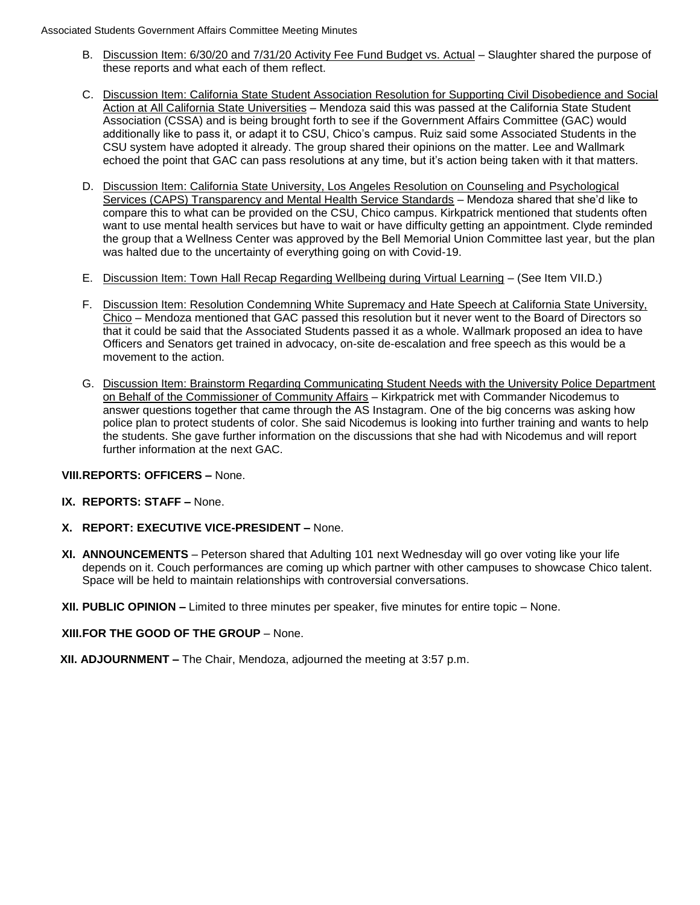B. Discussion Item: 6/30/20 and 7/31/20 Activity Fee Fund Budget vs. Actual – Slaughter shared the purpose of these reports and what each of them reflect.

C. Discussion Item: California State Student Association Resolution for Supporting Civil Disobedience and Social Action at All California State Universities – Mendoza said this was passed at the California State Student Association (CSSA) and is being brought forth to see if the Government Affairs Committee (GAC) would additionally like to pass it, or adapt it to CSU, Chico's campus. Ruiz said some Associated Students in the CSU system have adopted it already. The group shared their opinions on the matter. Lee and Wallmark echoed the point that GAC can pass resolutions at any time, but it's action being taken with it that matters.

D. Discussion Item: California State University, Los Angeles Resolution on Counseling and Psychological Services (CAPS) Transparency and Mental Health Service Standards – Mendoza shared that she'd like to compare this to what can be provided on the CSU, Chico campus. Kirkpatrick mentioned that students often want to use mental health services but have to wait or have difficulty getting an appointment. Clyde reminded the group that a Wellness Center was approved by the Bell Memorial Union Committee last year, but the plan was halted due to the uncertainty of everything going on with Covid-19.

E. Discussion Item: Town Hall Recap Regarding Wellbeing during Virtual Learning – (See Item VII.D.)

F. Discussion Item: Resolution Condemning White Supremacy and Hate Speech at California State University, Chico – Mendoza mentioned that GAC passed this resolution but it never went to the Board of Directors so that it could be said that the Associated Students passed it as a whole. Wallmark proposed an idea to have Officers and Senators get trained in advocacy, on-site de-escalation and free speech as this would be a movement to the action.

G. Discussion Item: Brainstorm Regarding Communicating Student Needs with the University Police Department on Behalf of the Commissioner of Community Affairs – Kirkpatrick met with Commander Nicodemus to answer questions together that came through the AS Instagram. One of the big concerns was asking how police plan to protect students of color. She said Nicodemus is looking into further training and wants to help the students. She gave further information on the discussions that she had with Nicodemus and will report further information at the next GAC.

**VIII. REPORTS: OFFICERS –** None.

**IX. REPORTS: STAFF –** None.

**X. REPORT: EXECUTIVE VICE-PRESIDENT –** None.

**XI. ANNOUNCEMENTS** – Peterson shared that Adulting 101 next Wednesday will go over voting like your life depends on it. Couch performances are coming up which partner with other campuses to showcase Chico talent. Space will be held to maintain relationships with controversial conversations.

**XII. PUBLIC OPINION –** Limited to three minutes per speaker, five minutes for entire topic – None.

**XIII. FOR THE GOOD OF THE GROUP** – None.

**XII. ADJOURNMENT –** The Chair, Mendoza, adjourned the meeting at 3:57 p.m.